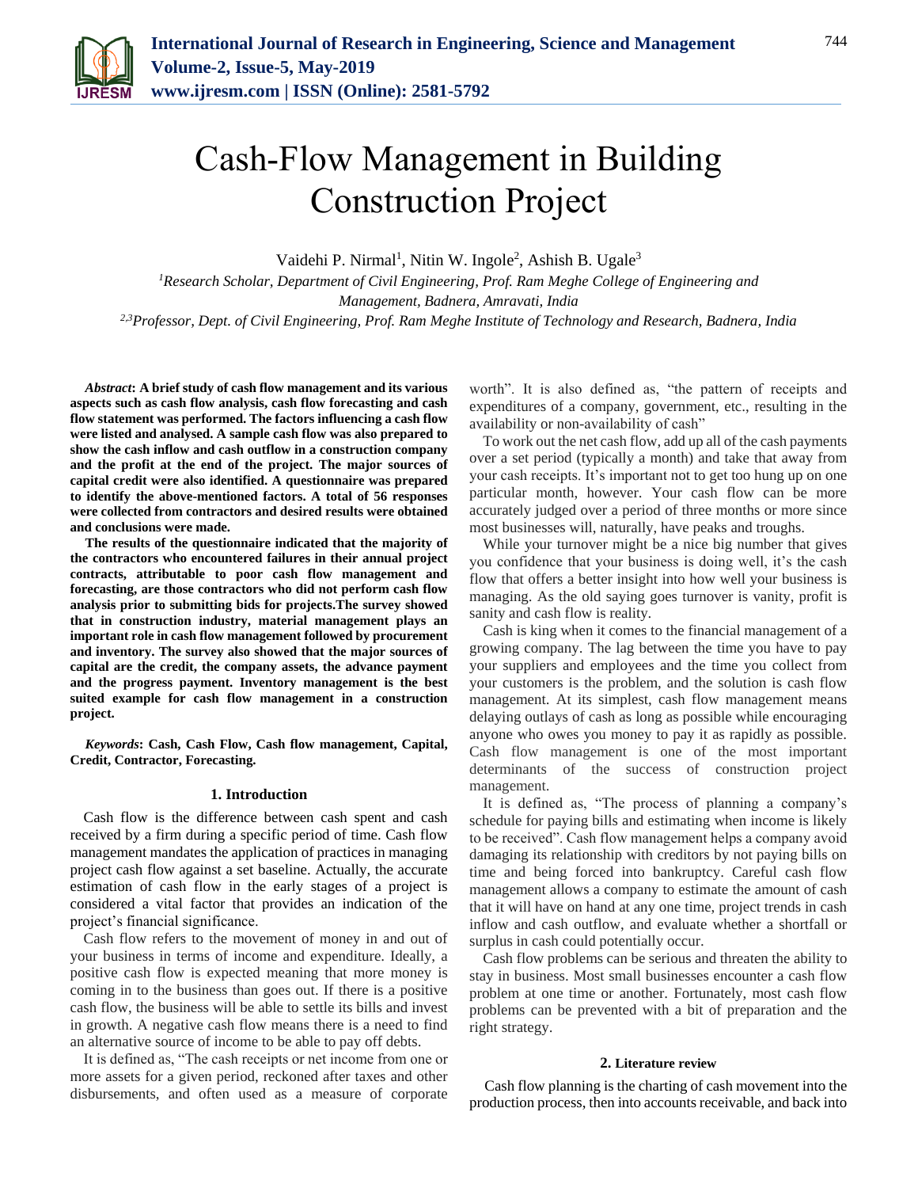# Cash-Flow Management in Building Construction Project

Vaidehi P. Nirmal[1], Nitin W. Ingole[2], Ashish B. Ugale[3]

[1]*Research Scholar, Department of Civil Engineering, Prof. Ram Meghe College of Engineering and Management, Badnera, Amravati, India*

[2,3]*Professor, Dept. of Civil Engineering, Prof. Ram Meghe Institute of Technology and Research, Badnera, India*

***Abstract*: A brief study of cash flow management and its various aspects such as cash flow analysis, cash flow forecasting and cash flow statement was performed. The factors influencing a cash flow were listed and analysed. A sample cash flow was also prepared to show the cash inflow and cash outflow in a construction company and the profit at the end of the project. The major sources of capital credit were also identified. A questionnaire was prepared to identify the above-mentioned factors. A total of 56 responses were collected from contractors and desired results were obtained and conclusions were made.**

**The results of the questionnaire indicated that the majority of the contractors who encountered failures in their annual project contracts, attributable to poor cash flow management and forecasting, are those contractors who did not perform cash flow analysis prior to submitting bids for projects.The survey showed that in construction industry, material management plays an important role in cash flow management followed by procurement and inventory. The survey also showed that the major sources of capital are the credit, the company assets, the advance payment and the progress payment. Inventory management is the best suited example for cash flow management in a construction project.**

***Keywords*: Cash, Cash Flow, Cash flow management, Capital, Credit, Contractor, Forecasting.**

## 1. Introduction

Cash flow is the difference between cash spent and cash received by a firm during a specific period of time. Cash flow management mandates the application of practices in managing project cash flow against a set baseline. Actually, the accurate estimation of cash flow in the early stages of a project is considered a vital factor that provides an indication of the project's financial significance.

Cash flow refers to the movement of money in and out of your business in terms of income and expenditure. Ideally, a positive cash flow is expected meaning that more money is coming in to the business than goes out. If there is a positive cash flow, the business will be able to settle its bills and invest in growth. A negative cash flow means there is a need to find an alternative source of income to be able to pay off debts.

It is defined as, "The cash receipts or net income from one or more assets for a given period, reckoned after taxes and other disbursements, and often used as a measure of corporate worth". It is also defined as, "the pattern of receipts and expenditures of a company, government, etc., resulting in the availability or non-availability of cash"

To work out the net cash flow, add up all of the cash payments over a set period (typically a month) and take that away from your cash receipts. It's important not to get too hung up on one particular month, however. Your cash flow can be more accurately judged over a period of three months or more since most businesses will, naturally, have peaks and troughs.

While your turnover might be a nice big number that gives you confidence that your business is doing well, it's the cash flow that offers a better insight into how well your business is managing. As the old saying goes turnover is vanity, profit is sanity and cash flow is reality.

Cash is king when it comes to the financial management of a growing company. The lag between the time you have to pay your suppliers and employees and the time you collect from your customers is the problem, and the solution is cash flow management. At its simplest, cash flow management means delaying outlays of cash as long as possible while encouraging anyone who owes you money to pay it as rapidly as possible. Cash flow management is one of the most important determinants of the success of construction project management.

It is defined as, "The process of planning a company's schedule for paying bills and estimating when income is likely to be received". Cash flow management helps a company avoid damaging its relationship with creditors by not paying bills on time and being forced into bankruptcy. Careful cash flow management allows a company to estimate the amount of cash that it will have on hand at any one time, project trends in cash inflow and cash outflow, and evaluate whether a shortfall or surplus in cash could potentially occur.

Cash flow problems can be serious and threaten the ability to stay in business. Most small businesses encounter a cash flow problem at one time or another. Fortunately, most cash flow problems can be prevented with a bit of preparation and the right strategy.

## 2. Literature review

Cash flow planning is the charting of cash movement into the production process, then into accounts receivable, and back into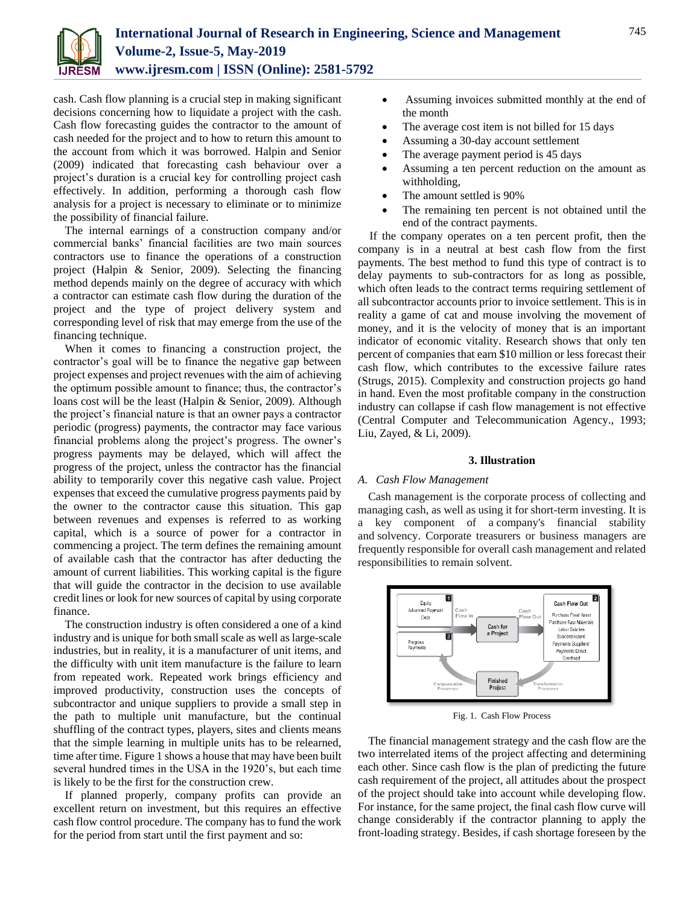cash. Cash flow planning is a crucial step in making significant decisions concerning how to liquidate a project with the cash. Cash flow forecasting guides the contractor to the amount of cash needed for the project and to how to return this amount to the account from which it was borrowed. Halpin and Senior (2009) indicated that forecasting cash behaviour over a project's duration is a crucial key for controlling project cash effectively. In addition, performing a thorough cash flow analysis for a project is necessary to eliminate or to minimize the possibility of financial failure.

The internal earnings of a construction company and/or commercial banks' financial facilities are two main sources contractors use to finance the operations of a construction project (Halpin & Senior, 2009). Selecting the financing method depends mainly on the degree of accuracy with which a contractor can estimate cash flow during the duration of the project and the type of project delivery system and corresponding level of risk that may emerge from the use of the financing technique.

When it comes to financing a construction project, the contractor's goal will be to finance the negative gap between project expenses and project revenues with the aim of achieving the optimum possible amount to finance; thus, the contractor's loans cost will be the least (Halpin & Senior, 2009). Although the project's financial nature is that an owner pays a contractor periodic (progress) payments, the contractor may face various financial problems along the project's progress. The owner's progress payments may be delayed, which will affect the progress of the project, unless the contractor has the financial ability to temporarily cover this negative cash value. Project expenses that exceed the cumulative progress payments paid by the owner to the contractor cause this situation. This gap between revenues and expenses is referred to as working capital, which is a source of power for a contractor in commencing a project. The term defines the remaining amount of available cash that the contractor has after deducting the amount of current liabilities. This working capital is the figure that will guide the contractor in the decision to use available credit lines or look for new sources of capital by using corporate finance.

The construction industry is often considered a one of a kind industry and is unique for both small scale as well as large-scale industries, but in reality, it is a manufacturer of unit items, and the difficulty with unit item manufacture is the failure to learn from repeated work. Repeated work brings efficiency and improved productivity, construction uses the concepts of subcontractor and unique suppliers to provide a small step in the path to multiple unit manufacture, but the continual shuffling of the contract types, players, sites and clients means that the simple learning in multiple units has to be relearned, time after time. Figure 1 shows a house that may have been built several hundred times in the USA in the 1920's, but each time is likely to be the first for the construction crew.

If planned properly, company profits can provide an excellent return on investment, but this requires an effective cash flow control procedure. The company has to fund the work for the period from start until the first payment and so:

- Assuming invoices submitted monthly at the end of the month
- The average cost item is not billed for 15 days
- Assuming a 30-day account settlement
- The average payment period is 45 days
- Assuming a ten percent reduction on the amount as withholding,
- The amount settled is 90%
- The remaining ten percent is not obtained until the end of the contract payments.

If the company operates on a ten percent profit, then the company is in a neutral at best cash flow from the first payments. The best method to fund this type of contract is to delay payments to sub-contractors for as long as possible, which often leads to the contract terms requiring settlement of all subcontractor accounts prior to invoice settlement. This is in reality a game of cat and mouse involving the movement of money, and it is the velocity of money that is an important indicator of economic vitality. Research shows that only ten percent of companies that earn $10 million or less forecast their cash flow, which contributes to the excessive failure rates (Strugs, 2015). Complexity and construction projects go hand in hand. Even the most profitable company in the construction industry can collapse if cash flow management is not effective (Central Computer and Telecommunication Agency., 1993; Liu, Zayed, & Li, 2009).

## 3. Illustration

### A. Cash Flow Management

Cash management is the corporate process of collecting and managing cash, as well as using it for short-term investing. It is a key component of a company's financial stability and solvency. Corporate treasurers or business managers are frequently responsible for overall cash management and related responsibilities to remain solvent.

Fig. 1. Cash Flow Process

The financial management strategy and the cash flow are the two interrelated items of the project affecting and determining each other. Since cash flow is the plan of predicting the future cash requirement of the project, all attitudes about the prospect of the project should take into account while developing flow. For instance, for the same project, the final cash flow curve will change considerably if the contractor planning to apply the front-loading strategy. Besides, if cash shortage foreseen by the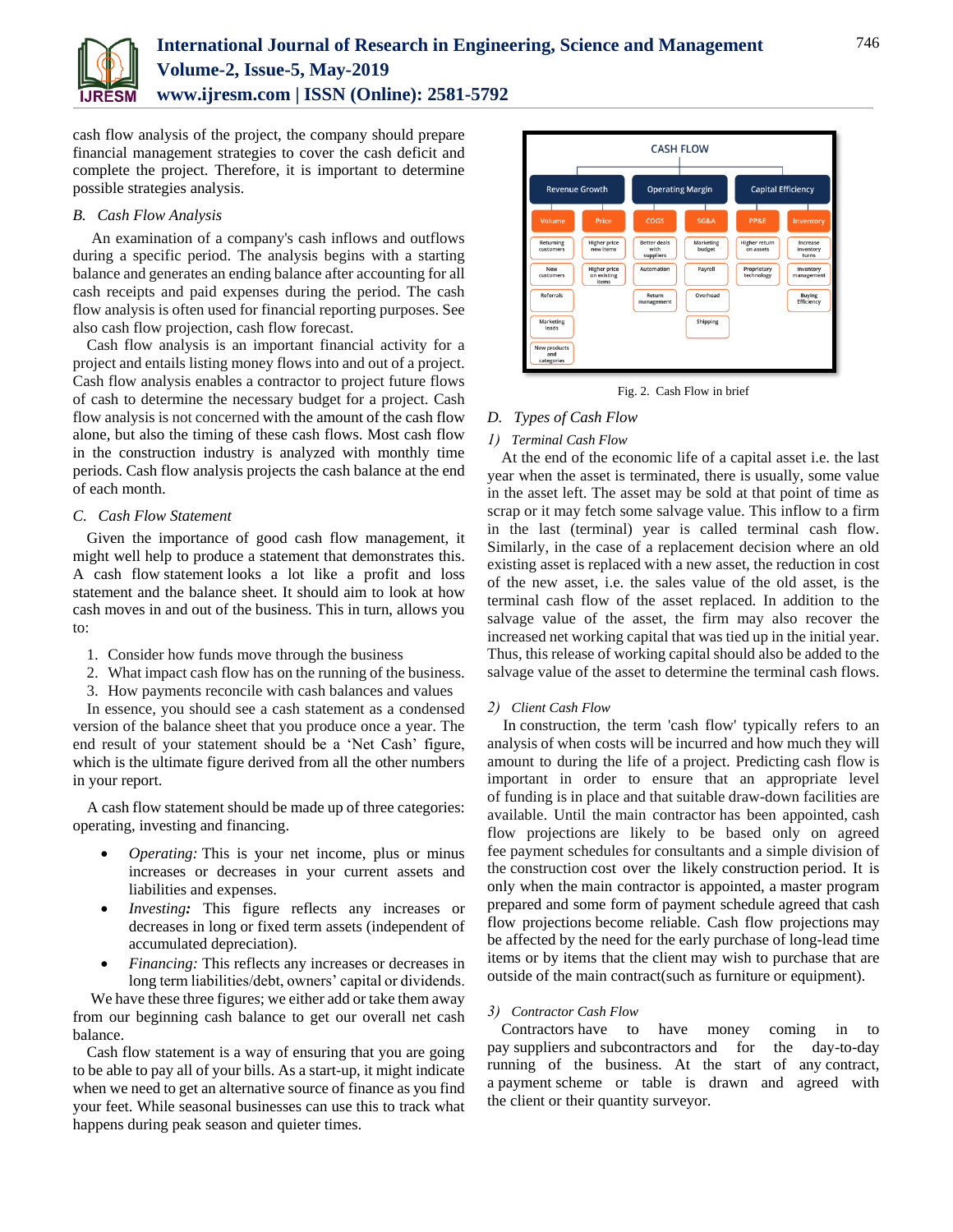cash flow analysis of the project, the company should prepare financial management strategies to cover the cash deficit and complete the project. Therefore, it is important to determine possible strategies analysis.

### *B. Cash Flow Analysis*

An examination of a company's cash inflows and outflows during a specific period. The analysis begins with a starting balance and generates an ending balance after accounting for all cash receipts and paid expenses during the period. The cash flow analysis is often used for financial reporting purposes. See also cash flow projection, cash flow forecast.

Cash flow analysis is an important financial activity for a project and entails listing money flows into and out of a project. Cash flow analysis enables a contractor to project future flows of cash to determine the necessary budget for a project. Cash flow analysis is not concerned with the amount of the cash flow alone, but also the timing of these cash flows. Most cash flow in the construction industry is analyzed with monthly time periods. Cash flow analysis projects the cash balance at the end of each month.

### *C. Cash Flow Statement*

Given the importance of good cash flow management, it might well help to produce a statement that demonstrates this. A cash flow statement looks a lot like a profit and loss statement and the balance sheet. It should aim to look at how cash moves in and out of the business. This in turn, allows you to:

1. Consider how funds move through the business
2. What impact cash flow has on the running of the business.
3. How payments reconcile with cash balances and values

In essence, you should see a cash statement as a condensed version of the balance sheet that you produce once a year. The end result of your statement should be a 'Net Cash' figure, which is the ultimate figure derived from all the other numbers in your report.

A cash flow statement should be made up of three categories: operating, investing and financing.

- *Operating:* This is your net income, plus or minus increases or decreases in your current assets and liabilities and expenses.
- *Investing:* This figure reflects any increases or decreases in long or fixed term assets (independent of accumulated depreciation).
- *Financing:* This reflects any increases or decreases in long term liabilities/debt, owners' capital or dividends.

We have these three figures; we either add or take them away from our beginning cash balance to get our overall net cash balance.

Cash flow statement is a way of ensuring that you are going to be able to pay all of your bills. As a start-up, it might indicate when we need to get an alternative source of finance as you find your feet. While seasonal businesses can use this to track what happens during peak season and quieter times.

| CASH FLOW | | | | | |
|---|---|---|---|---|---|
| Revenue Growth | | Operating Margin | | Capital Efficiency | |
| Volume | Price | COGS | SG&A | PP&E | Inventory |
| Returning customers | Higher price new items | Better deals with suppliers | Marketing budget | Higher return on assets | Increase inventory turns |
| New customers | Higher price on existing items | Automation | Payroll | Proprietary technology | Inventory management |
| Referrals | | Return management | Overhead | | Buying Efficiency |
| Marketing leads | | | Shipping | | |
| New products and categories | | | | | |

Fig. 2. Cash Flow in brief

### *D. Types of Cash Flow*

#### *1) Terminal Cash Flow*

At the end of the economic life of a capital asset i.e. the last year when the asset is terminated, there is usually, some value in the asset left. The asset may be sold at that point of time as scrap or it may fetch some salvage value. This inflow to a firm in the last (terminal) year is called terminal cash flow. Similarly, in the case of a replacement decision where an old existing asset is replaced with a new asset, the reduction in cost of the new asset, i.e. the sales value of the old asset, is the terminal cash flow of the asset replaced. In addition to the salvage value of the asset, the firm may also recover the increased net working capital that was tied up in the initial year. Thus, this release of working capital should also be added to the salvage value of the asset to determine the terminal cash flows.

#### *2) Client Cash Flow*

In construction, the term 'cash flow' typically refers to an analysis of when costs will be incurred and how much they will amount to during the life of a project. Predicting cash flow is important in order to ensure that an appropriate level of funding is in place and that suitable draw-down facilities are available. Until the main contractor has been appointed, cash flow projections are likely to be based only on agreed fee payment schedules for consultants and a simple division of the construction cost over the likely construction period. It is only when the main contractor is appointed, a master program prepared and some form of payment schedule agreed that cash flow projections become reliable. Cash flow projections may be affected by the need for the early purchase of long-lead time items or by items that the client may wish to purchase that are outside of the main contract(such as furniture or equipment).

#### *3) Contractor Cash Flow*

Contractors have to have money coming in to pay suppliers and subcontractors and for the day-to-day running of the business. At the start of any contract, a payment or table is drawn and agreed with the client or their quantity surveyor.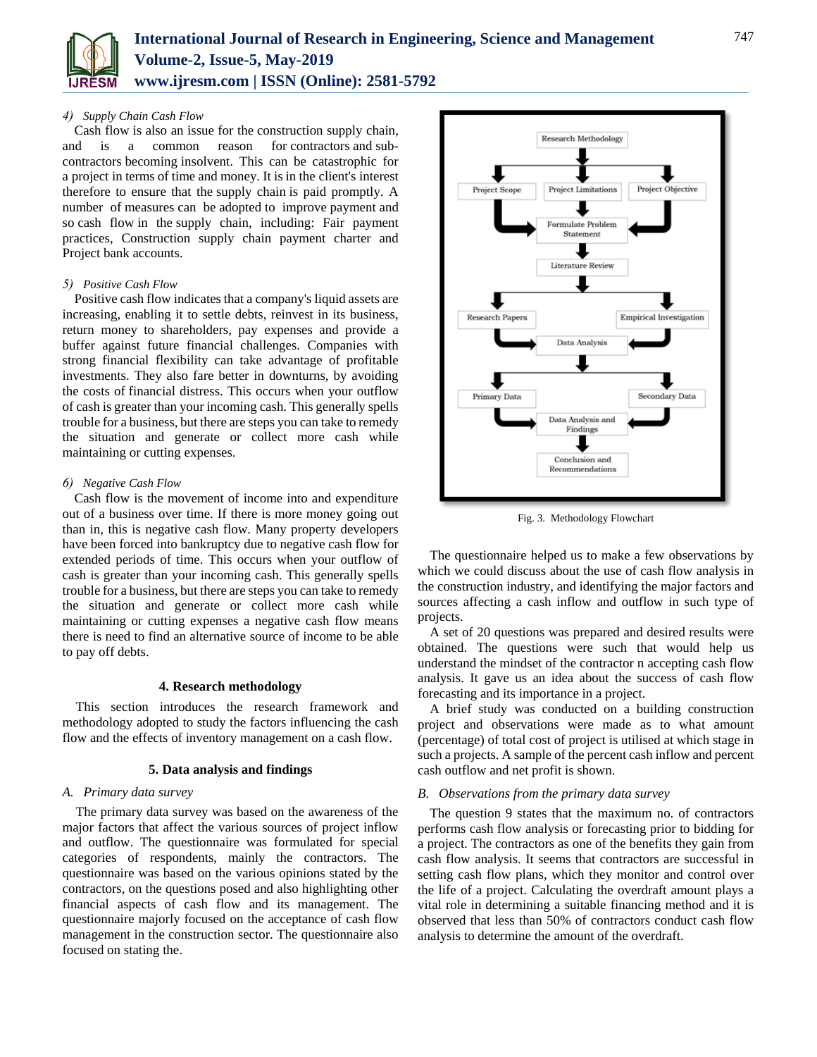#### 4) *Supply Chain Cash Flow*

Cash flow is also an issue for the construction supply chain, and is a common reason for contractors and sub-contractors becoming insolvent. This can be catastrophic for a project in terms of time and money. It is in the client's interest therefore to ensure that the supply chain is paid promptly. A number of measures can be adopted to improve payment and so cash flow in the supply chain, including: Fair payment practices, Construction supply chain payment charter and Project bank accounts.

#### 5) *Positive Cash Flow*

Positive cash flow indicates that a company's liquid assets are increasing, enabling it to settle debts, reinvest in its business, return money to shareholders, pay expenses and provide a buffer against future financial challenges. Companies with strong financial flexibility can take advantage of profitable investments. They also fare better in downturns, by avoiding the costs of financial distress. This occurs when your outflow of cash is greater than your incoming cash. This generally spells trouble for a business, but there are steps you can take to remedy the situation and generate or collect more cash while maintaining or cutting expenses.

#### 6) *Negative Cash Flow*

Cash flow is the movement of income into and expenditure out of a business over time. If there is more money going out than in, this is negative cash flow. Many property developers have been forced into bankruptcy due to negative cash flow for extended periods of time. This occurs when your outflow of cash is greater than your incoming cash. This generally spells trouble for a business, but there are steps you can take to remedy the situation and generate or collect more cash while maintaining or cutting expenses a negative cash flow means there is need to find an alternative source of income to be able to pay off debts.

## 4. Research methodology

This section introduces the research framework and methodology adopted to study the factors influencing the cash flow and the effects of inventory management on a cash flow.

## 5. Data analysis and findings

### A. *Primary data survey*

The primary data survey was based on the awareness of the major factors that affect the various sources of project inflow and outflow. The questionnaire was formulated for special categories of respondents, mainly the contractors. The questionnaire was based on the various opinions stated by the contractors, on the questions posed and also highlighting other financial aspects of cash flow and its management. The questionnaire majorly focused on the acceptance of cash flow management in the construction sector. The questionnaire also focused on stating the.

Research Methodology → Project Scope / Project Limitations / Project Objective → Formulate Problem Statement → Literature Review → Research Papers / Empirical Investigation → Data Analysis → Primary Data / Secondary Data → Data Analysis and Findings → Conclusion and Recommendations

Fig. 3. Methodology Flowchart

The questionnaire helped us to make a few observations by which we could discuss about the use of cash flow analysis in the construction industry, and identifying the major factors and sources affecting a cash inflow and outflow in such type of projects.

A set of 20 questions was prepared and desired results were obtained. The questions were such that would help us understand the mindset of the contractor n accepting cash flow analysis. It gave us an idea about the success of cash flow forecasting and its importance in a project.

A brief study was conducted on a building construction project and observations were made as to what amount (percentage) of total cost of project is utilised at which stage in such a projects. A sample of the percent cash inflow and percent cash outflow and net profit is shown.

### B. *Observations from the primary data survey*

The question 9 states that the maximum no. of contractors performs cash flow analysis or forecasting prior to bidding for a project. The contractors as one of the benefits they gain from cash flow analysis. It seems that contractors are successful in setting cash flow plans, which they monitor and control over the life of a project. Calculating the overdraft amount plays a vital role in determining a suitable financing method and it is observed that less than 50% of contractors conduct cash flow analysis to determine the amount of the overdraft.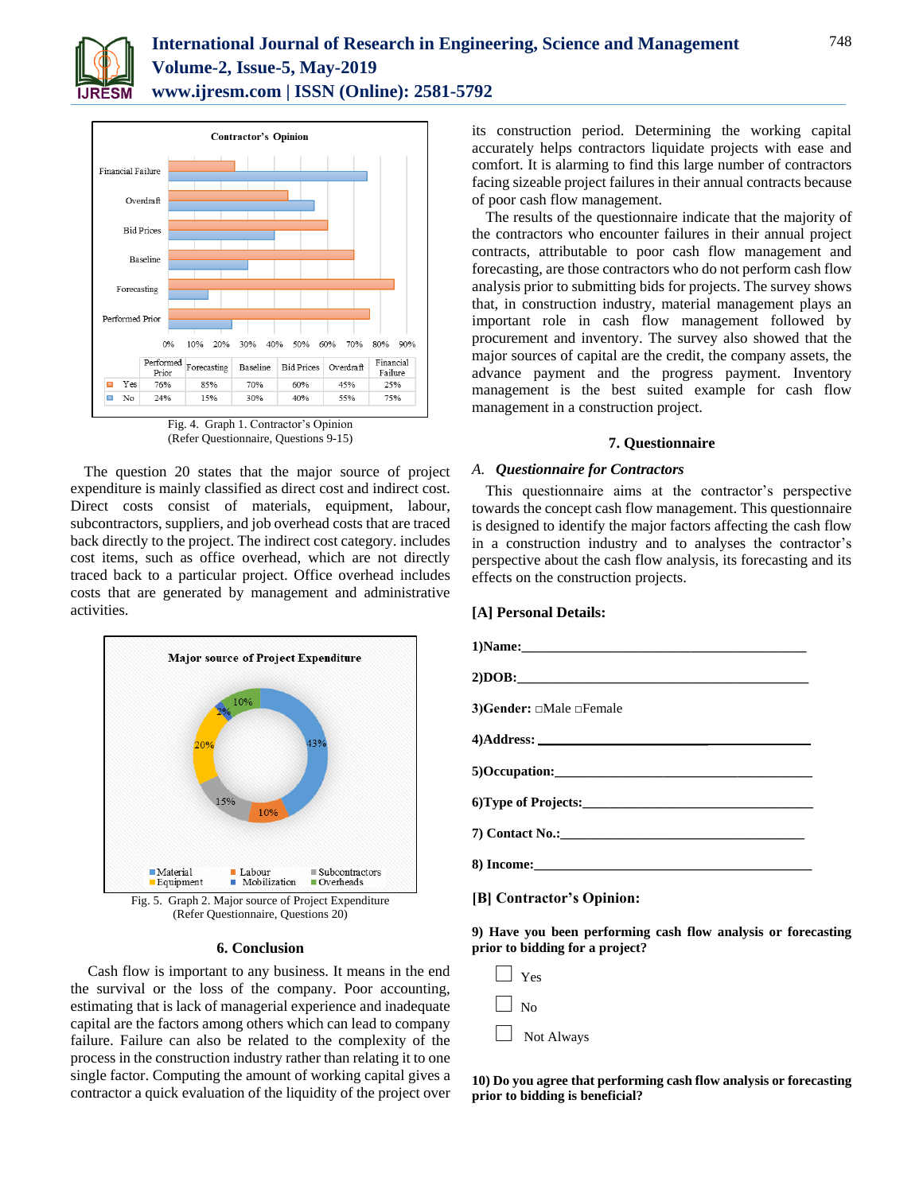Contractor's Opinion

| | Performed Prior | Forecasting | Baseline | Bid Prices | Overdraft | Financial Failure |
|---|---|---|---|---|---|---|
| Yes | 76% | 85% | 70% | 60% | 45% | 25% |
| No | 24% | 15% | 30% | 40% | 55% | 75% |

Fig. 4. Graph 1. Contractor's Opinion (Refer Questionnaire, Questions 9-15)

The question 20 states that the major source of project expenditure is mainly classified as direct cost and indirect cost. Direct costs consist of materials, equipment, labour, subcontractors, suppliers, and job overhead costs that are traced back directly to the project. The indirect cost category. includes cost items, such as office overhead, which are not directly traced back to a particular project. Office overhead includes costs that are generated by management and administrative activities.

Major source of Project Expenditure

Material 43%, Labour 10%, Subcontractors 15%, Equipment 20%, Mobilization 2%, Overheads 10%

Fig. 5. Graph 2. Major source of Project Expenditure (Refer Questionnaire, Questions 20)

## 6. Conclusion

Cash flow is important to any business. It means in the end the survival or the loss of the company. Poor accounting, estimating that is lack of managerial experience and inadequate capital are the factors among others which can lead to company failure. Failure can also be related to the complexity of the process in the construction industry rather than relating it to one single factor. Computing the amount of working capital gives a contractor a quick evaluation of the liquidity of the project over its construction period. Determining the working capital accurately helps contractors liquidate projects with ease and comfort. It is alarming to find this large number of contractors facing sizeable project failures in their annual contracts because of poor cash flow management.

The results of the questionnaire indicate that the majority of the contractors who encounter failures in their annual project contracts, attributable to poor cash flow management and forecasting, are those contractors who do not perform cash flow analysis prior to submitting bids for projects. The survey shows that, in construction industry, material management plays an important role in cash flow management followed by procurement and inventory. The survey also showed that the major sources of capital are the credit, the company assets, the advance payment and the progress payment. Inventory management is the best suited example for cash flow management in a construction project.

## 7. Questionnaire

### *A. Questionnaire for Contractors*

This questionnaire aims at the contractor's perspective towards the concept cash flow management. This questionnaire is designed to identify the major factors affecting the cash flow in a construction industry and to analyses the contractor's perspective about the cash flow analysis, its forecasting and its effects on the construction projects.

**[A] Personal Details:**

**1)Name:**\_\_\_\_\_\_\_\_\_\_\_\_\_\_\_\_\_\_\_\_\_\_\_\_\_\_\_\_\_\_\_\_\_\_\_\_\_\_\_\_

**2)DOB:**\_\_\_\_\_\_\_\_\_\_\_\_\_\_\_\_\_\_\_\_\_\_\_\_\_\_\_\_\_\_\_\_\_\_\_\_\_\_\_\_\_

**3)Gender:** □Male □Female

**4)Address:** \_\_\_\_\_\_\_\_\_\_\_\_\_\_\_\_\_\_\_\_\_\_\_\_\_\_\_\_\_\_\_\_\_\_\_\_\_\_

**5)Occupation:**\_\_\_\_\_\_\_\_\_\_\_\_\_\_\_\_\_\_\_\_\_\_\_\_\_\_\_\_\_\_\_\_\_\_\_\_\_

**6)Type of Projects:**\_\_\_\_\_\_\_\_\_\_\_\_\_\_\_\_\_\_\_\_\_\_\_\_\_\_\_\_\_\_\_\_\_

**7) Contact No.:**\_\_\_\_\_\_\_\_\_\_\_\_\_\_\_\_\_\_\_\_\_\_\_\_\_\_\_\_\_\_\_\_\_\_\_

**8) Income:**\_\_\_\_\_\_\_\_\_\_\_\_\_\_\_\_\_\_\_\_\_\_\_\_\_\_\_\_\_\_\_\_\_\_\_\_\_\_\_\_

**[B] Contractor's Opinion:**

**9) Have you been performing cash flow analysis or forecasting prior to bidding for a project?**

☐ Yes

☐ No

☐ Not Always

**10) Do you agree that performing cash flow analysis or forecasting prior to bidding is beneficial?**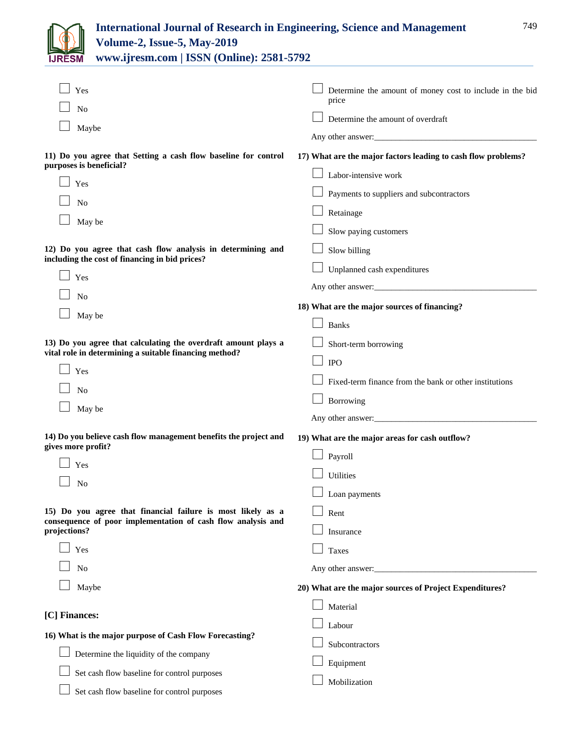- [ ] Yes
- [ ] No
- [ ] Maybe

**11) Do you agree that Setting a cash flow baseline for control purposes is beneficial?**

- [ ] Yes
- [ ] No
- [ ] May be

**12) Do you agree that cash flow analysis in determining and including the cost of financing in bid prices?**

- [ ] Yes
- [ ] No
- [ ] May be

**13) Do you agree that calculating the overdraft amount plays a vital role in determining a suitable financing method?**

- [ ] Yes
- [ ] No
- [ ] May be

**14) Do you believe cash flow management benefits the project and gives more profit?**

- [ ] Yes
- [ ] No

**15) Do you agree that financial failure is most likely as a consequence of poor implementation of cash flow analysis and projections?**

- [ ] Yes
- [ ] No
- [ ] Maybe

**[C] Finances:**

**16) What is the major purpose of Cash Flow Forecasting?**

- [ ] Determine the liquidity of the company
- [ ] Set cash flow baseline for control purposes
- [ ] Set cash flow baseline for control purposes
- [ ] Determine the amount of money cost to include in the bid price
- [ ] Determine the amount of overdraft

Any other answer:______________________________________

**17) What are the major factors leading to cash flow problems?**

- [ ] Labor-intensive work
- [ ] Payments to suppliers and subcontractors
- [ ] Retainage
- [ ] Slow paying customers
- [ ] Slow billing
- [ ] Unplanned cash expenditures

Any other answer:______________________________________

**18) What are the major sources of financing?**

- [ ] Banks
- [ ] Short-term borrowing
- [ ] IPO
- [ ] Fixed-term finance from the bank or other institutions
- [ ] Borrowing

Any other answer:______________________________________

**19) What are the major areas for cash outflow?**

- [ ] Payroll
- [ ] Utilities
- [ ] Loan payments
- [ ] Rent
- [ ] Insurance
- [ ] Taxes

Any other answer:______________________________________

**20) What are the major sources of Project Expenditures?**

- [ ] Material
- [ ] Labour
- [ ] Subcontractors
- [ ] Equipment
- [ ] Mobilization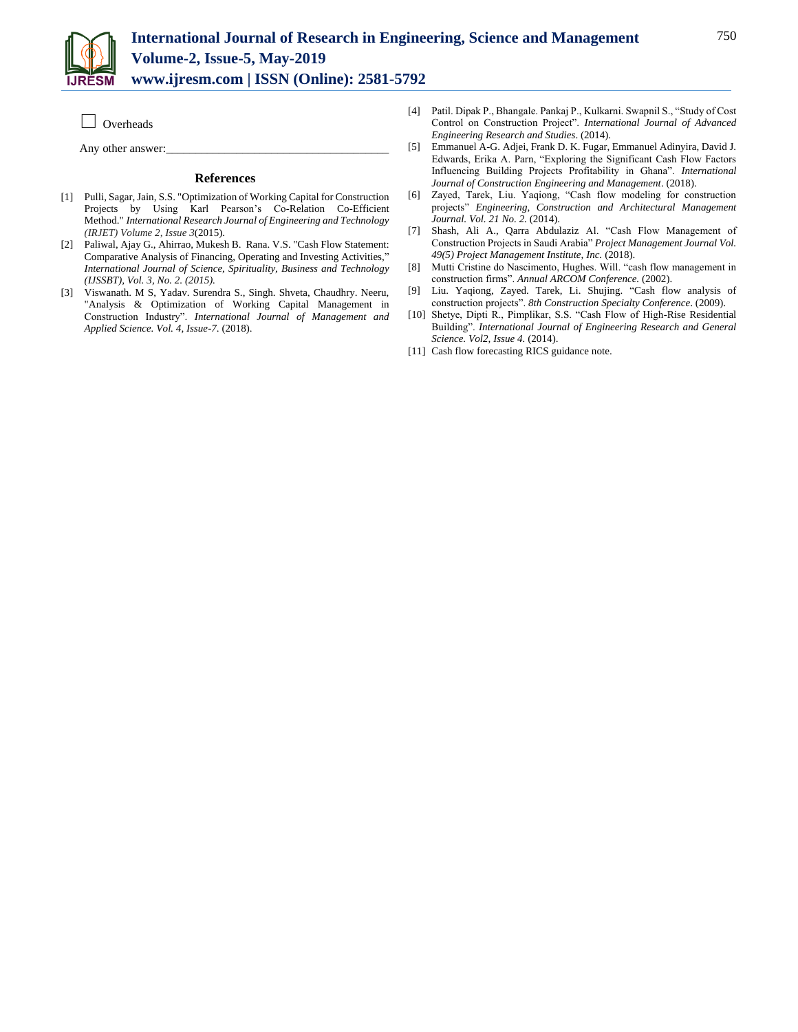☐ Overheads

Any other answer:____________________________________

## References

[1] Pulli, Sagar, Jain, S.S. "Optimization of Working Capital for Construction Projects by Using Karl Pearson's Co-Relation Co-Efficient Method." *International Research Journal of Engineering and Technology (IRJET) Volume 2, Issue 3*(2015).

[2] Paliwal, Ajay G., Ahirrao, Mukesh B. Rana. V.S. "Cash Flow Statement: Comparative Analysis of Financing, Operating and Investing Activities," *International Journal of Science, Spirituality, Business and Technology (IJSSBT), Vol. 3, No. 2. (2015).*

[3] Viswanath. M S, Yadav. Surendra S., Singh. Shveta, Chaudhry. Neeru, "Analysis & Optimization of Working Capital Management in Construction Industry". *International Journal of Management and Applied Science. Vol. 4, Issue-7*. (2018).

[4] Patil. Dipak P., Bhangale. Pankaj P., Kulkarni. Swapnil S., "Study of Cost Control on Construction Project". *International Journal of Advanced Engineering Research and Studies*. (2014).

[5] Emmanuel A-G. Adjei, Frank D. K. Fugar, Emmanuel Adinyira, David J. Edwards, Erika A. Parn, "Exploring the Significant Cash Flow Factors Influencing Building Projects Profitability in Ghana". *International Journal of Construction Engineering and Management*. (2018).

[6] Zayed, Tarek, Liu. Yaqiong, "Cash flow modeling for construction projects" *Engineering, Construction and Architectural Management Journal. Vol. 21 No. 2.* (2014).

[7] Shash, Ali A., Qarra Abdulaziz Al. "Cash Flow Management of Construction Projects in Saudi Arabia" *Project Management Journal Vol. 49(5) Project Management Institute, Inc.* (2018).

[8] Mutti Cristine do Nascimento, Hughes. Will. "cash flow management in construction firms". *Annual ARCOM Conference.* (2002).

[9] Liu. Yaqiong, Zayed. Tarek, Li. Shujing. "Cash flow analysis of construction projects". *8th Construction Specialty Conference*. (2009).

[10] Shetye, Dipti R., Pimplikar, S.S. "Cash Flow of High-Rise Residential Building". *International Journal of Engineering Research and General Science. Vol2, Issue 4.* (2014).

[11] Cash flow forecasting RICS guidance note.